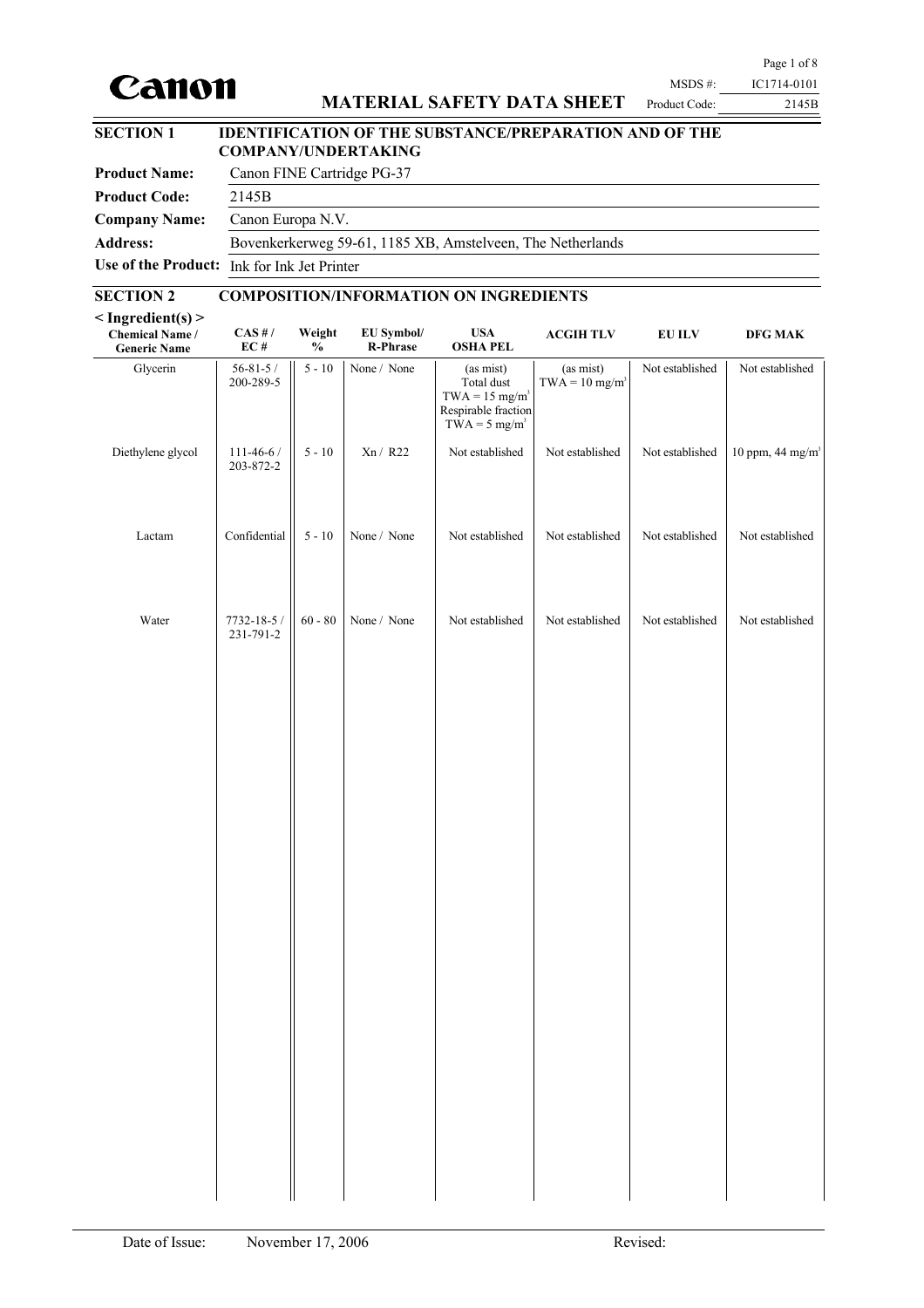# MATERIAL SAFETY DATA SHEET

MSDS #: IC1714-0101
Product Code: 2145B

## SECTION 1 IDENTIFICATION OF THE SUBSTANCE/PREPARATION AND OF THE COMPANY/UNDERTAKING

| | |
|---|---|
| **Product Name:** | Canon FINE Cartridge PG-37 |
| **Product Code:** | 2145B |
| **Company Name:** | Canon Europa N.V. |
| **Address:** | Bovenkerkerweg 59-61, 1185 XB, Amstelveen, The Netherlands |
| **Use of the Product:** | Ink for Ink Jet Printer |

## SECTION 2 COMPOSITION/INFORMATION ON INGREDIENTS

**< Ingredient(s) >**

| Chemical Name / Generic Name | CAS # / EC # | Weight % | EU Symbol/ R-Phrase | USA OSHA PEL | ACGIH TLV | EU ILV | DFG MAK |
|---|---|---|---|---|---|---|---|
| Glycerin | 56-81-5 / 200-289-5 | 5 - 10 | None / None | (as mist) Total dust TWA = 15 mg/m$^3$ Respirable fraction TWA = 5 mg/m$^3$ | (as mist) TWA = 10 mg/m$^3$ | Not established | Not established |
| Diethylene glycol | 111-46-6 / 203-872-2 | 5 - 10 | Xn / R22 | Not established | Not established | Not established | 10 ppm, 44 mg/m$^3$ |
| Lactam | Confidential | 5 - 10 | None / None | Not established | Not established | Not established | Not established |
| Water | 7732-18-5 / 231-791-2 | 60 - 80 | None / None | Not established | Not established | Not established | Not established |

Date of Issue: November 17, 2006 Revised: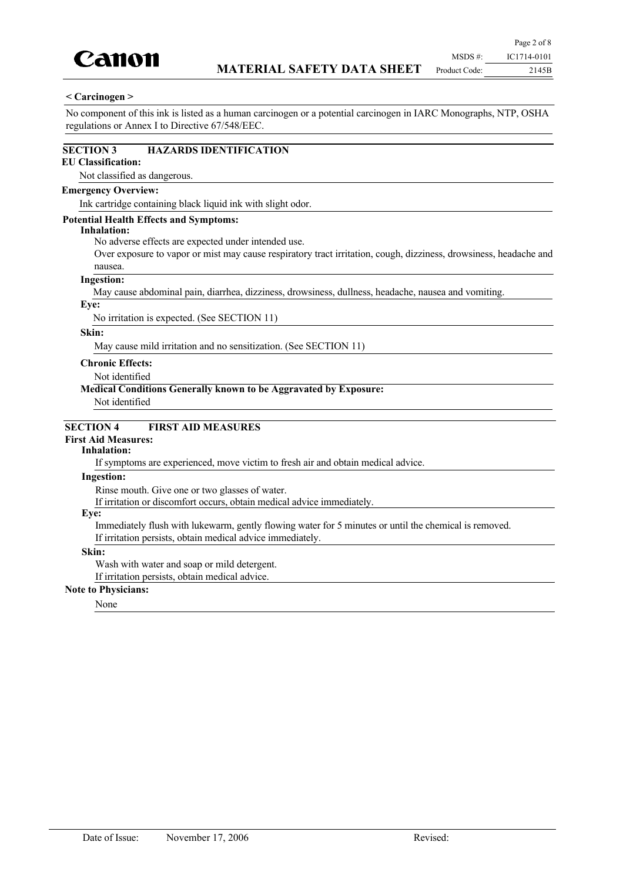**< Carcinogen >**

No component of this ink is listed as a human carcinogen or a potential carcinogen in IARC Monographs, NTP, OSHA regulations or Annex I to Directive 67/548/EEC.

## SECTION 3 HAZARDS IDENTIFICATION

**EU Classification:**

Not classified as dangerous.

**Emergency Overview:**

Ink cartridge containing black liquid ink with slight odor.

**Potential Health Effects and Symptoms:**

**Inhalation:**

No adverse effects are expected under intended use.

Over exposure to vapor or mist may cause respiratory tract irritation, cough, dizziness, drowsiness, headache and nausea.

**Ingestion:**

May cause abdominal pain, diarrhea, dizziness, drowsiness, dullness, headache, nausea and vomiting.

**Eye:**

No irritation is expected. (See SECTION 11)

**Skin:**

May cause mild irritation and no sensitization. (See SECTION 11)

**Chronic Effects:**

Not identified

**Medical Conditions Generally known to be Aggravated by Exposure:**

Not identified

## SECTION 4 FIRST AID MEASURES

**First Aid Measures:**

**Inhalation:**

If symptoms are experienced, move victim to fresh air and obtain medical advice.

**Ingestion:**

Rinse mouth. Give one or two glasses of water.

If irritation or discomfort occurs, obtain medical advice immediately.

**Eye:**

Immediately flush with lukewarm, gently flowing water for 5 minutes or until the chemical is removed.

If irritation persists, obtain medical advice immediately.

**Skin:**

Wash with water and soap or mild detergent.

If irritation persists, obtain medical advice.

**Note to Physicians:**

None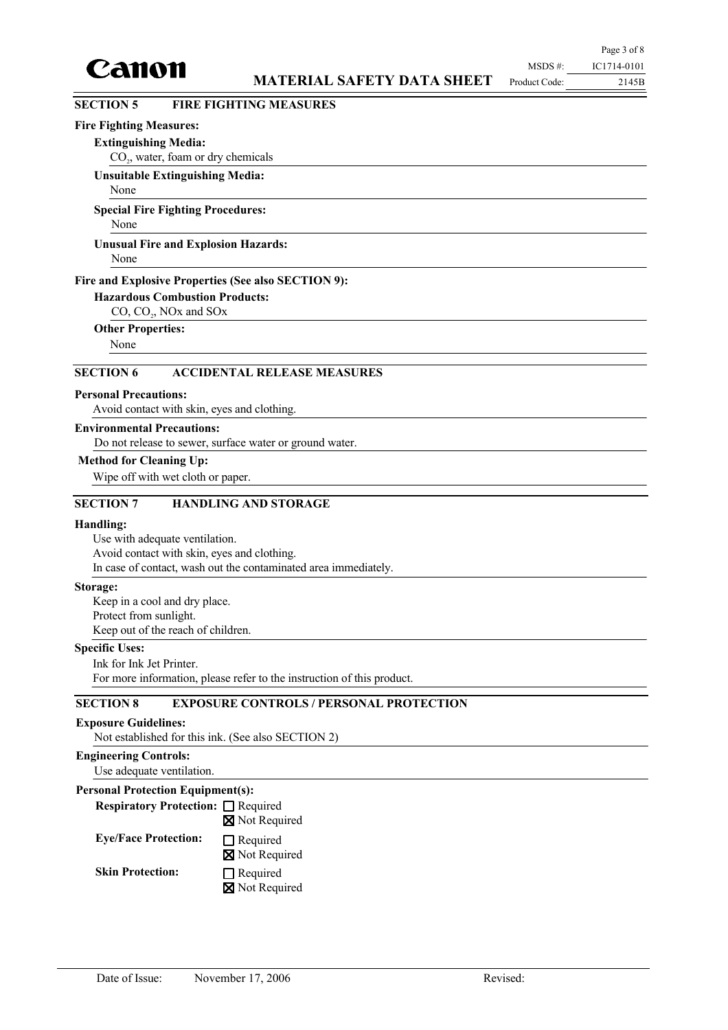## SECTION 5 FIRE FIGHTING MEASURES

**Fire Fighting Measures:**

**Extinguishing Media:**
$CO_2$, water, foam or dry chemicals

**Unsuitable Extinguishing Media:**
None

**Special Fire Fighting Procedures:**
None

**Unusual Fire and Explosion Hazards:**
None

**Fire and Explosive Properties (See also SECTION 9):**

**Hazardous Combustion Products:**
CO, $CO_2$, NOx and SOx

**Other Properties:**
None

## SECTION 6 ACCIDENTAL RELEASE MEASURES

**Personal Precautions:**
Avoid contact with skin, eyes and clothing.

**Environmental Precautions:**
Do not release to sewer, surface water or ground water.

**Method for Cleaning Up:**
Wipe off with wet cloth or paper.

## SECTION 7 HANDLING AND STORAGE

**Handling:**
Use with adequate ventilation.
Avoid contact with skin, eyes and clothing.
In case of contact, wash out the contaminated area immediately.

**Storage:**
Keep in a cool and dry place.
Protect from sunlight.
Keep out of the reach of children.

**Specific Uses:**
Ink for Ink Jet Printer.
For more information, please refer to the instruction of this product.

## SECTION 8 EXPOSURE CONTROLS / PERSONAL PROTECTION

**Exposure Guidelines:**
Not established for this ink. (See also SECTION 2)

**Engineering Controls:**
Use adequate ventilation.

**Personal Protection Equipment(s):**

**Respiratory Protection:** ☐ Required ☒ Not Required

**Eye/Face Protection:** ☐ Required ☒ Not Required

**Skin Protection:** ☐ Required ☒ Not Required

Date of Issue: November 17, 2006 Revised: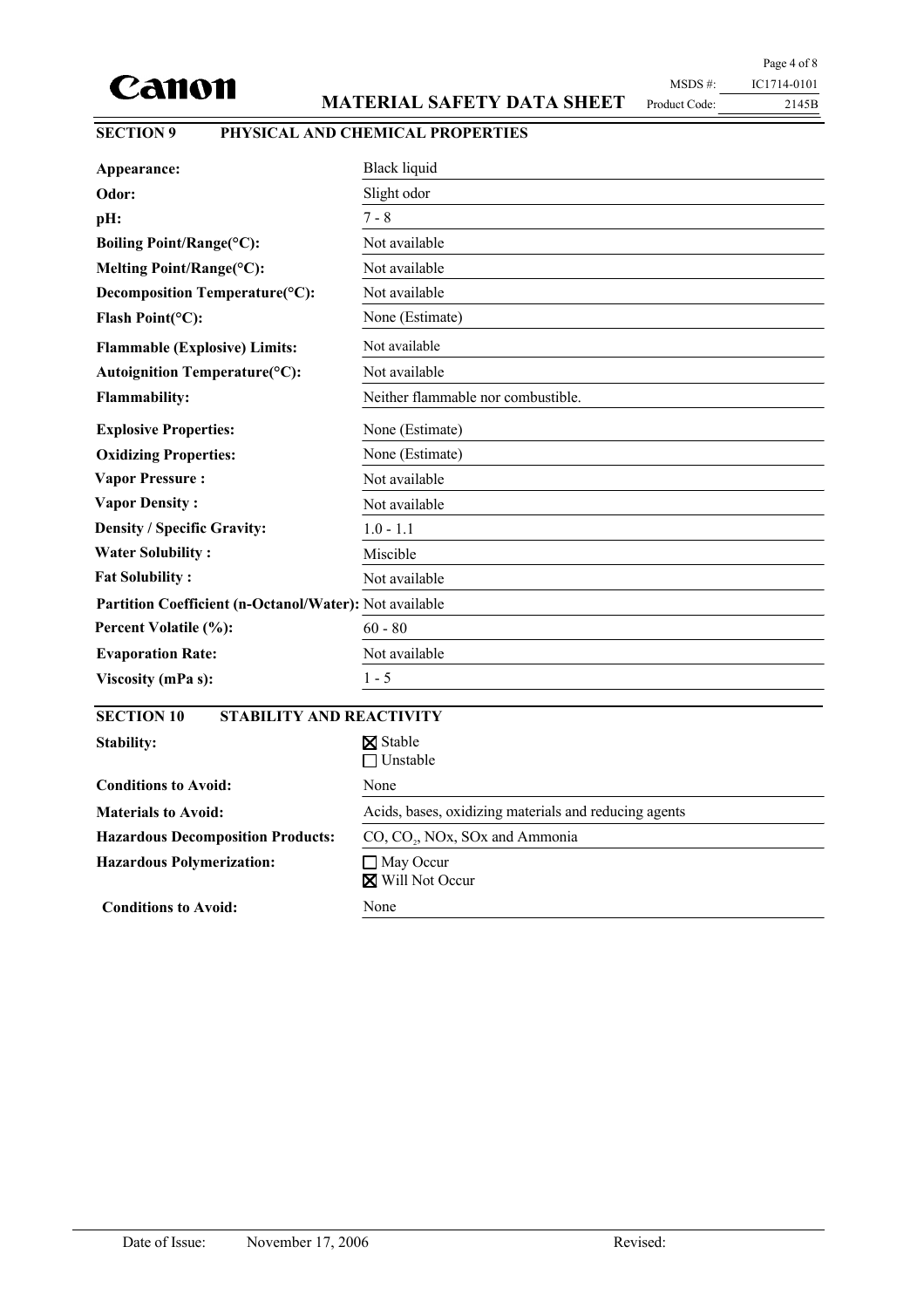## SECTION 9 PHYSICAL AND CHEMICAL PROPERTIES

| | |
|---|---|
| **Appearance:** | Black liquid |
| **Odor:** | Slight odor |
| **pH:** | 7 - 8 |
| **Boiling Point/Range(°C):** | Not available |
| **Melting Point/Range(°C):** | Not available |
| **Decomposition Temperature(°C):** | Not available |
| **Flash Point(°C):** | None (Estimate) |
| **Flammable (Explosive) Limits:** | Not available |
| **Autoignition Temperature(°C):** | Not available |
| **Flammability:** | Neither flammable nor combustible. |
| **Explosive Properties:** | None (Estimate) |
| **Oxidizing Properties:** | None (Estimate) |
| **Vapor Pressure :** | Not available |
| **Vapor Density :** | Not available |
| **Density / Specific Gravity:** | 1.0 - 1.1 |
| **Water Solubility :** | Miscible |
| **Fat Solubility :** | Not available |
| **Partition Coefficient (n-Octanol/Water):** | Not available |
| **Percent Volatile (%):** | 60 - 80 |
| **Evaporation Rate:** | Not available |
| **Viscosity (mPa s):** | 1 - 5 |

## SECTION 10 STABILITY AND REACTIVITY

| | |
|---|---|
| **Stability:** | ☒ Stable<br>☐ Unstable |
| **Conditions to Avoid:** | None |
| **Materials to Avoid:** | Acids, bases, oxidizing materials and reducing agents |
| **Hazardous Decomposition Products:** | CO, $CO_2$, NOx, SOx and Ammonia |
| **Hazardous Polymerization:** | ☐ May Occur<br>☒ Will Not Occur |
| **Conditions to Avoid:** | None |

Date of Issue: November 17, 2006 Revised: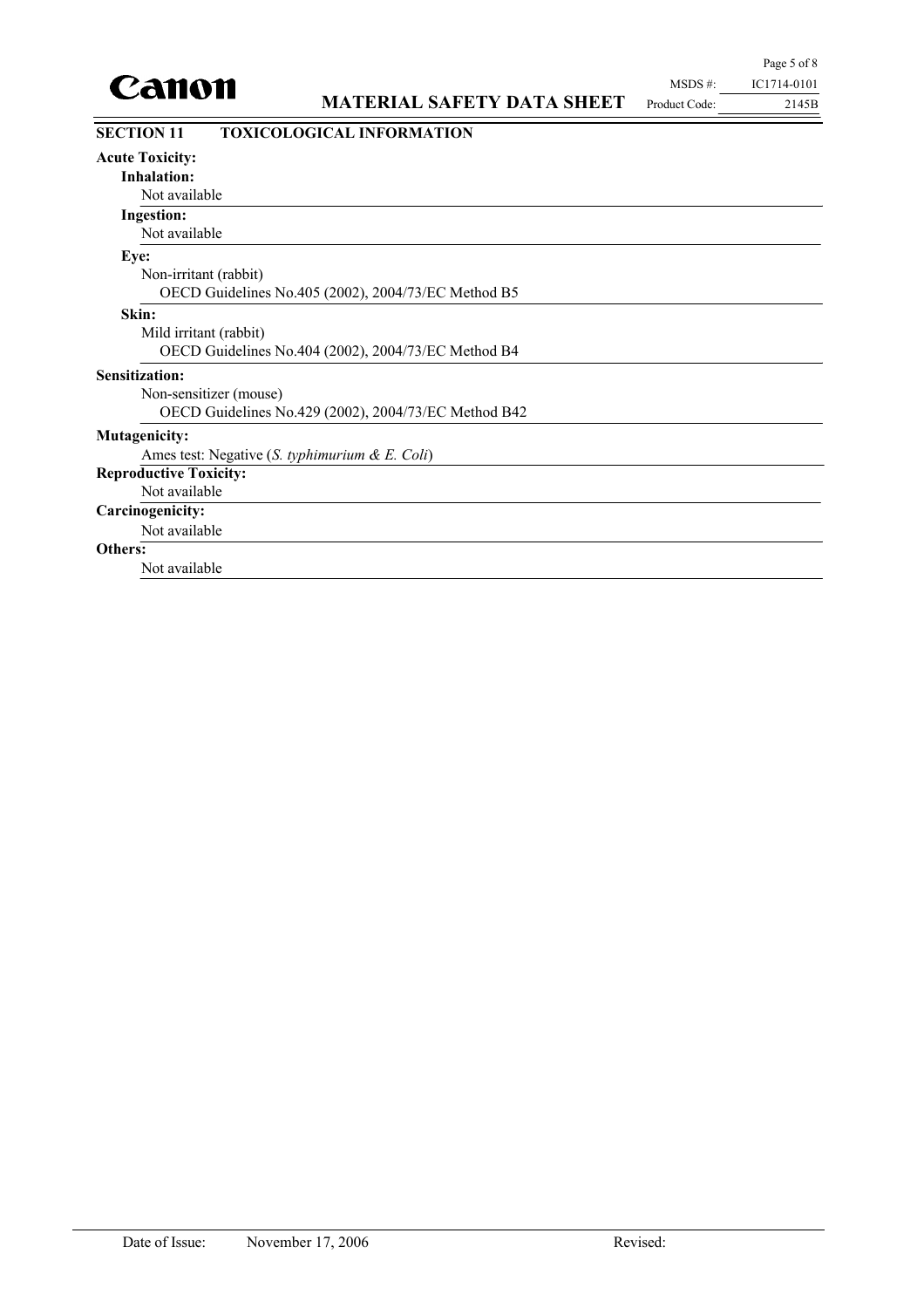## SECTION 11 TOXICOLOGICAL INFORMATION

**Acute Toxicity:**

**Inhalation:**

Not available

**Ingestion:**

Not available

**Eye:**

Non-irritant (rabbit)

OECD Guidelines No.405 (2002), 2004/73/EC Method B5

**Skin:**

Mild irritant (rabbit)

OECD Guidelines No.404 (2002), 2004/73/EC Method B4

**Sensitization:**

Non-sensitizer (mouse)

OECD Guidelines No.429 (2002), 2004/73/EC Method B42

**Mutagenicity:**

Ames test: Negative (*S. typhimurium & E. Coli*)

**Reproductive Toxicity:**

Not available

**Carcinogenicity:**

Not available

**Others:**

Not available

Date of Issue: November 17, 2006 Revised: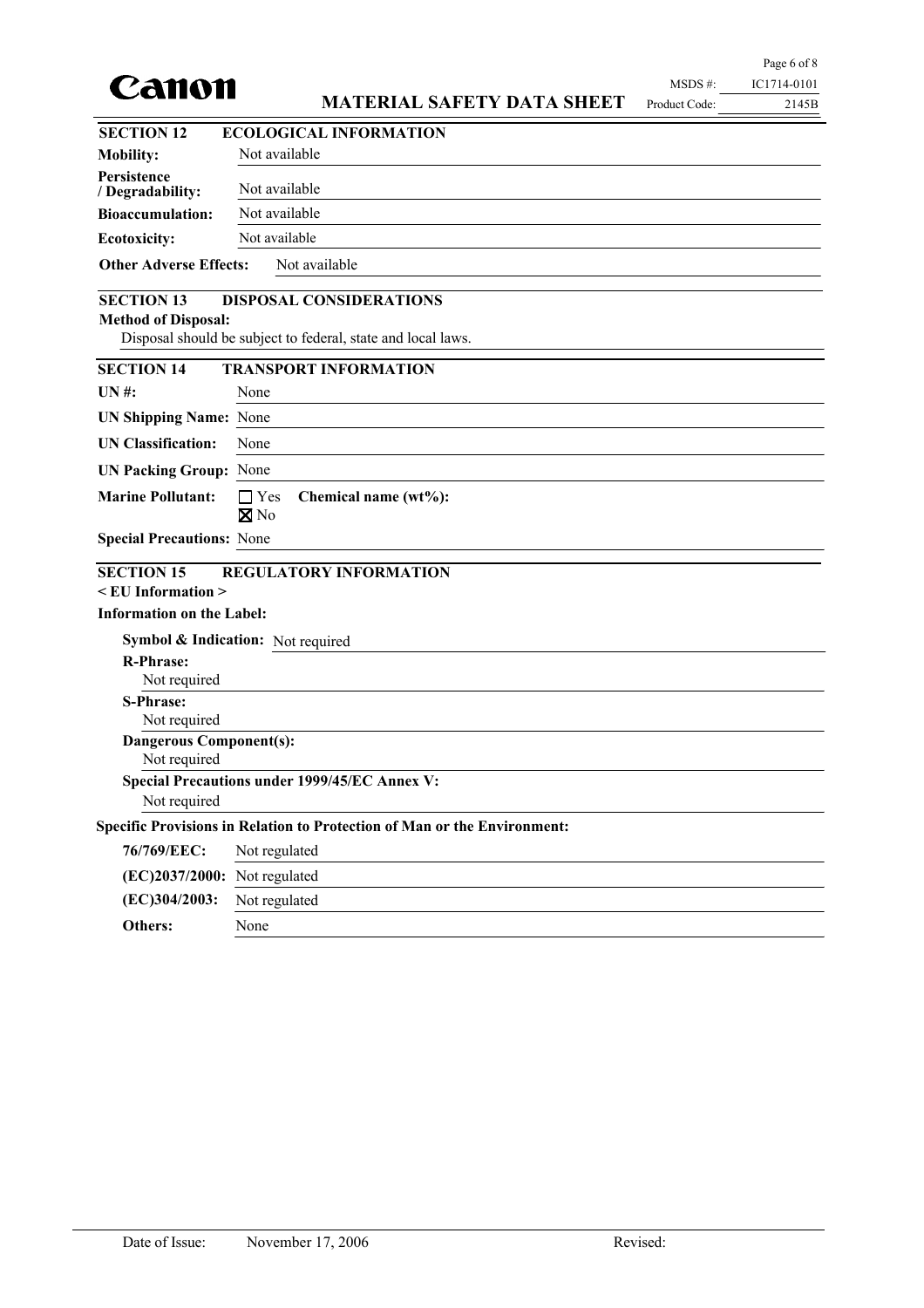## SECTION 12 ECOLOGICAL INFORMATION

**Mobility:** Not available

**Persistence / Degradability:** Not available

**Bioaccumulation:** Not available

**Ecotoxicity:** Not available

**Other Adverse Effects:** Not available

## SECTION 13 DISPOSAL CONSIDERATIONS

**Method of Disposal:**

Disposal should be subject to federal, state and local laws.

## SECTION 14 TRANSPORT INFORMATION

**UN #:** None

**UN Shipping Name:** None

**UN Classification:** None

**UN Packing Group:** None

**Marine Pollutant:** ☐ Yes ☒ No **Chemical name (wt%):**

**Special Precautions:** None

## SECTION 15 REGULATORY INFORMATION

**< EU Information >**

**Information on the Label:**

**Symbol & Indication:** Not required

**R-Phrase:**
Not required

**S-Phrase:**
Not required

**Dangerous Component(s):**
Not required

**Special Precautions under 1999/45/EC Annex V:**
Not required

**Specific Provisions in Relation to Protection of Man or the Environment:**

**76/769/EEC:** Not regulated

**(EC)2037/2000:** Not regulated

**(EC)304/2003:** Not regulated

**Others:** None

Date of Issue: November 17, 2006 Revised: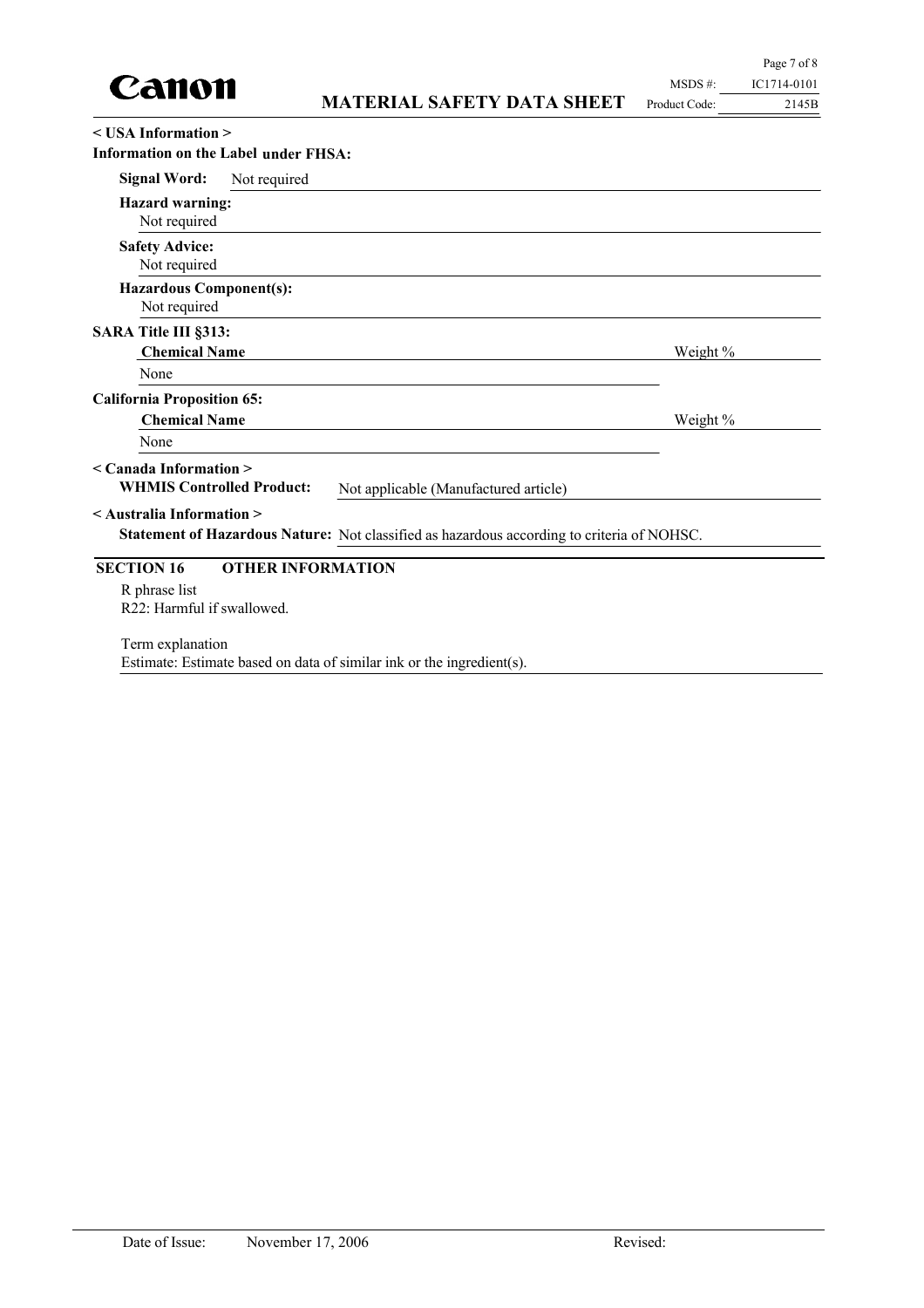**< USA Information >**

**Information on the Label under FHSA:**

**Signal Word:** Not required

**Hazard warning:**
Not required

**Safety Advice:**
Not required

**Hazardous Component(s):**
Not required

**SARA Title III §313:**

| **Chemical Name** | Weight % |
|---|---|
| None | |

**California Proposition 65:**

| **Chemical Name** | Weight % |
|---|---|
| None | |

**< Canada Information >**

**WHMIS Controlled Product:** Not applicable (Manufactured article)

**< Australia Information >**

**Statement of Hazardous Nature:** Not classified as hazardous according to criteria of NOHSC.

## SECTION 16 OTHER INFORMATION

R phrase list
R22: Harmful if swallowed.

Term explanation
Estimate: Estimate based on data of similar ink or the ingredient(s).

Date of Issue: November 17, 2006 Revised: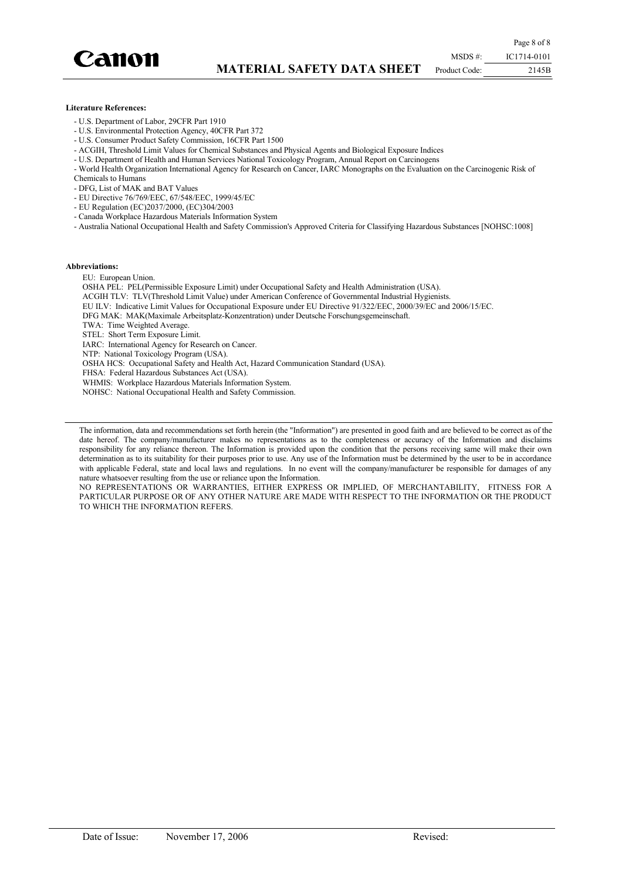**Literature References:**

- U.S. Department of Labor, 29CFR Part 1910
- U.S. Environmental Protection Agency, 40CFR Part 372
- U.S. Consumer Product Safety Commission, 16CFR Part 1500
- ACGIH, Threshold Limit Values for Chemical Substances and Physical Agents and Biological Exposure Indices
- U.S. Department of Health and Human Services National Toxicology Program, Annual Report on Carcinogens
- World Health Organization International Agency for Research on Cancer, IARC Monographs on the Evaluation on the Carcinogenic Risk of Chemicals to Humans
- DFG, List of MAK and BAT Values
- EU Directive 76/769/EEC, 67/548/EEC, 1999/45/EC
- EU Regulation (EC)2037/2000, (EC)304/2003
- Canada Workplace Hazardous Materials Information System
- Australia National Occupational Health and Safety Commission's Approved Criteria for Classifying Hazardous Substances [NOHSC:1008]

**Abbreviations:**

EU: European Union.
OSHA PEL: PEL(Permissible Exposure Limit) under Occupational Safety and Health Administration (USA).
ACGIH TLV: TLV(Threshold Limit Value) under American Conference of Governmental Industrial Hygienists.
EU ILV: Indicative Limit Values for Occupational Exposure under EU Directive 91/322/EEC, 2000/39/EC and 2006/15/EC.
DFG MAK: MAK(Maximale Arbeitsplatz-Konzentration) under Deutsche Forschungsgemeinschaft.
TWA: Time Weighted Average.
STEL: Short Term Exposure Limit.
IARC: International Agency for Research on Cancer.
NTP: National Toxicology Program (USA).
OSHA HCS: Occupational Safety and Health Act, Hazard Communication Standard (USA).
FHSA: Federal Hazardous Substances Act (USA).
WHMIS: Workplace Hazardous Materials Information System.
NOHSC: National Occupational Health and Safety Commission.

---

The information, data and recommendations set forth herein (the "Information") are presented in good faith and are believed to be correct as of the date hereof. The company/manufacturer makes no representations as to the completeness or accuracy of the Information and disclaims responsibility for any reliance thereon. The Information is provided upon the condition that the persons receiving same will make their own determination as to its suitability for their purposes prior to use. Any use of the Information must be determined by the user to be in accordance with applicable Federal, state and local laws and regulations. In no event will the company/manufacturer be responsible for damages of any nature whatsoever resulting from the use or reliance upon the Information.
NO REPRESENTATIONS OR WARRANTIES, EITHER EXPRESS OR IMPLIED, OF MERCHANTABILITY, FITNESS FOR A PARTICULAR PURPOSE OR OF ANY OTHER NATURE ARE MADE WITH RESPECT TO THE INFORMATION OR THE PRODUCT TO WHICH THE INFORMATION REFERS.